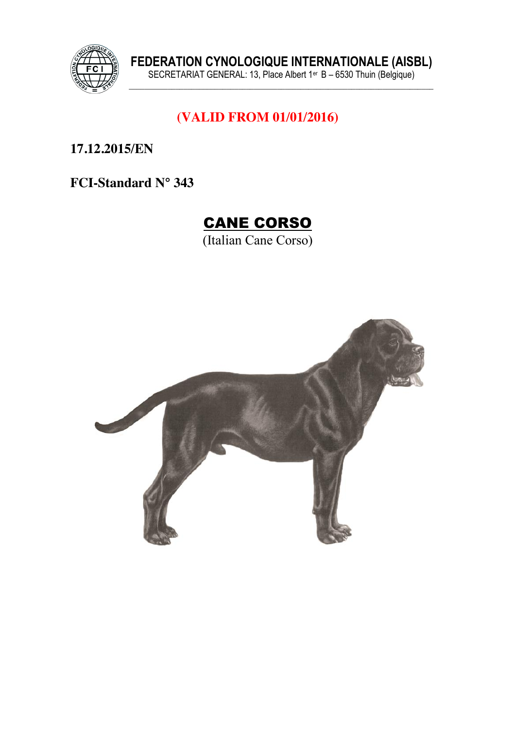**FEDERATION CYNOLOGIQUE INTERNATIONALE (AISBL)**
SECRETARIAT GENERAL: 13, Place Albert 1er B – 6530 Thuin (Belgique)

**(VALID FROM 01/01/2016)**

**17.12.2015/EN**

**FCI-Standard N° 343**

# CANE CORSO

(Italian Cane Corso)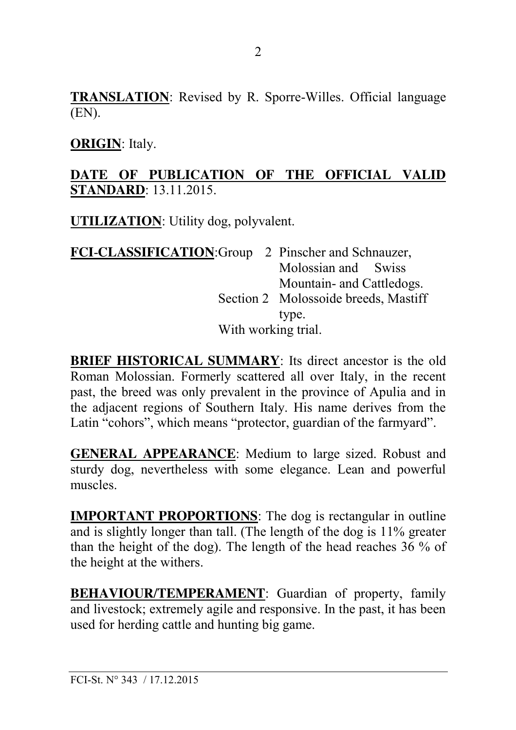**TRANSLATION**: Revised by R. Sporre-Willes. Official language (EN).

**ORIGIN**: Italy.

**DATE OF PUBLICATION OF THE OFFICIAL VALID STANDARD**: 13.11.2015.

**UTILIZATION**: Utility dog, polyvalent.

**FCI-CLASSIFICATION**: Group 2 Pinscher and Schnauzer, Molossian and Swiss Mountain- and Cattledogs.
Section 2 Molossoide breeds, Mastiff type.
With working trial.

**BRIEF HISTORICAL SUMMARY**: Its direct ancestor is the old Roman Molossian. Formerly scattered all over Italy, in the recent past, the breed was only prevalent in the province of Apulia and in the adjacent regions of Southern Italy. His name derives from the Latin "cohors", which means "protector, guardian of the farmyard".

**GENERAL APPEARANCE**: Medium to large sized. Robust and sturdy dog, nevertheless with some elegance. Lean and powerful muscles.

**IMPORTANT PROPORTIONS**: The dog is rectangular in outline and is slightly longer than tall. (The length of the dog is 11% greater than the height of the dog). The length of the head reaches 36 % of the height at the withers.

**BEHAVIOUR/TEMPERAMENT**: Guardian of property, family and livestock; extremely agile and responsive. In the past, it has been used for herding cattle and hunting big game.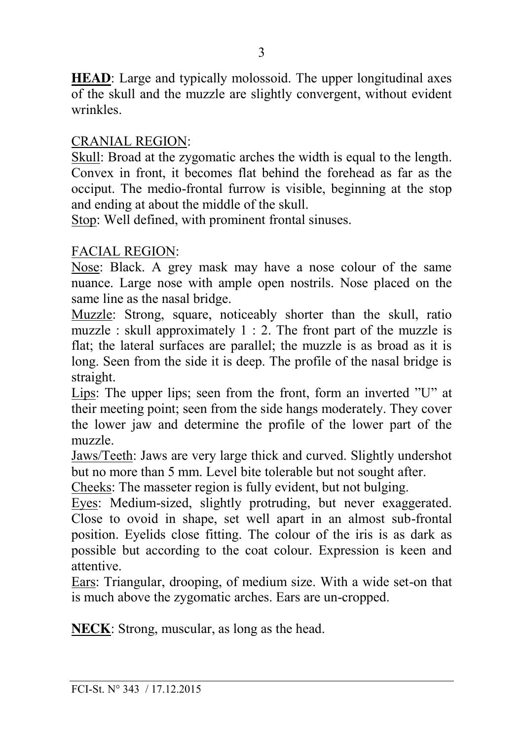**HEAD**: Large and typically molossoid. The upper longitudinal axes of the skull and the muzzle are slightly convergent, without evident wrinkles.

CRANIAL REGION:

Skull: Broad at the zygomatic arches the width is equal to the length. Convex in front, it becomes flat behind the forehead as far as the occiput. The medio-frontal furrow is visible, beginning at the stop and ending at about the middle of the skull.

Stop: Well defined, with prominent frontal sinuses.

FACIAL REGION:

Nose: Black. A grey mask may have a nose colour of the same nuance. Large nose with ample open nostrils. Nose placed on the same line as the nasal bridge.

Muzzle: Strong, square, noticeably shorter than the skull, ratio muzzle : skull approximately 1 : 2. The front part of the muzzle is flat; the lateral surfaces are parallel; the muzzle is as broad as it is long. Seen from the side it is deep. The profile of the nasal bridge is straight.

Lips: The upper lips; seen from the front, form an inverted "U" at their meeting point; seen from the side hangs moderately. They cover the lower jaw and determine the profile of the lower part of the muzzle.

Jaws/Teeth: Jaws are very large thick and curved. Slightly undershot but no more than 5 mm. Level bite tolerable but not sought after.

Cheeks: The masseter region is fully evident, but not bulging.

Eyes: Medium-sized, slightly protruding, but never exaggerated. Close to ovoid in shape, set well apart in an almost sub-frontal position. Eyelids close fitting. The colour of the iris is as dark as possible but according to the coat colour. Expression is keen and attentive.

Ears: Triangular, drooping, of medium size. With a wide set-on that is much above the zygomatic arches. Ears are un-cropped.

**NECK**: Strong, muscular, as long as the head.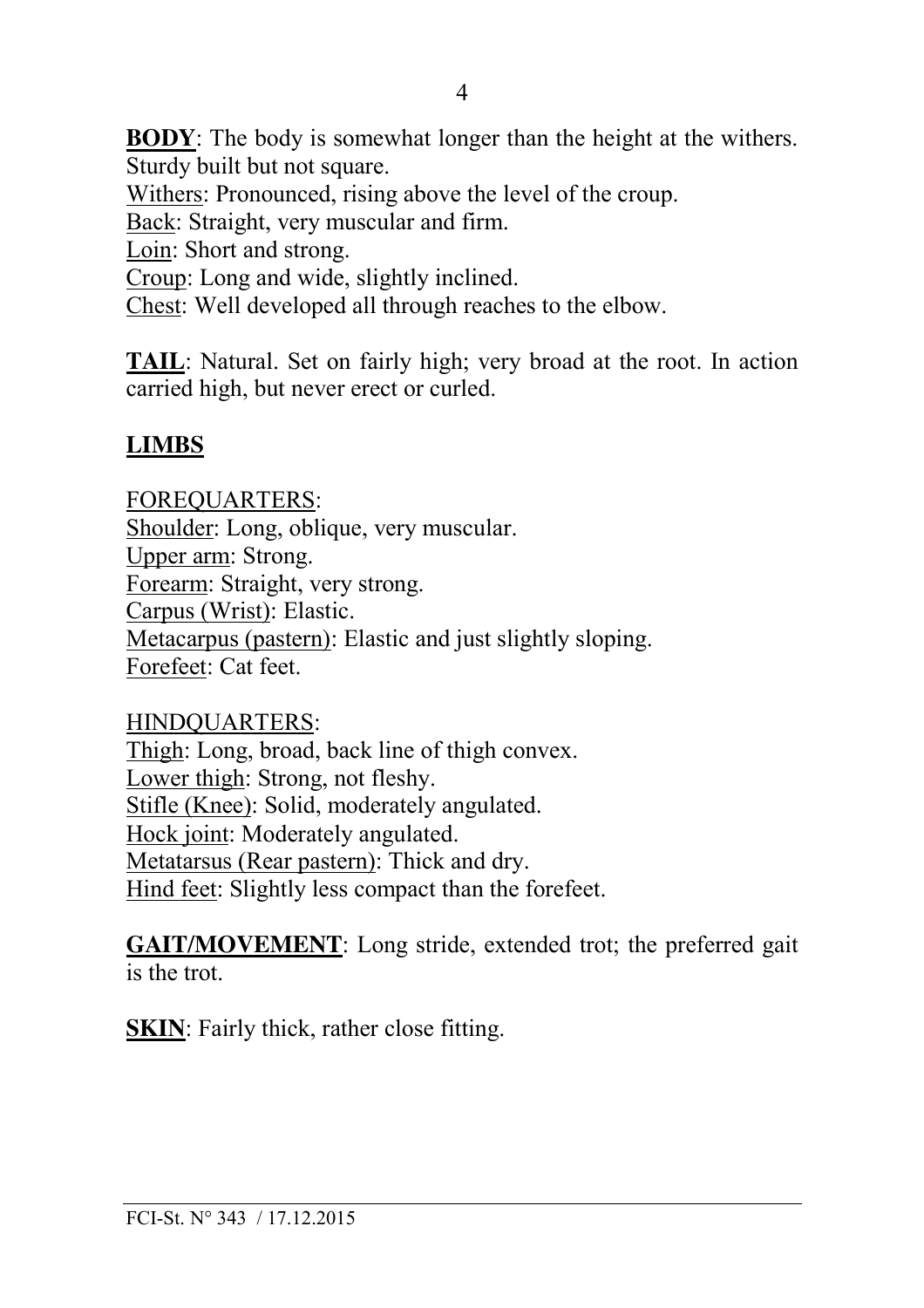**BODY**: The body is somewhat longer than the height at the withers. Sturdy built but not square.
Withers: Pronounced, rising above the level of the croup.
Back: Straight, very muscular and firm.
Loin: Short and strong.
Croup: Long and wide, slightly inclined.
Chest: Well developed all through reaches to the elbow.

**TAIL**: Natural. Set on fairly high; very broad at the root. In action carried high, but never erect or curled.

## LIMBS

FOREQUARTERS:
Shoulder: Long, oblique, very muscular.
Upper arm: Strong.
Forearm: Straight, very strong.
Carpus (Wrist): Elastic.
Metacarpus (pastern): Elastic and just slightly sloping.
Forefeet: Cat feet.

HINDQUARTERS:
Thigh: Long, broad, back line of thigh convex.
Lower thigh: Strong, not fleshy.
Stifle (Knee): Solid, moderately angulated.
Hock joint: Moderately angulated.
Metatarsus (Rear pastern): Thick and dry.
Hind feet: Slightly less compact than the forefeet.

**GAIT/MOVEMENT**: Long stride, extended trot; the preferred gait is the trot.

**SKIN**: Fairly thick, rather close fitting.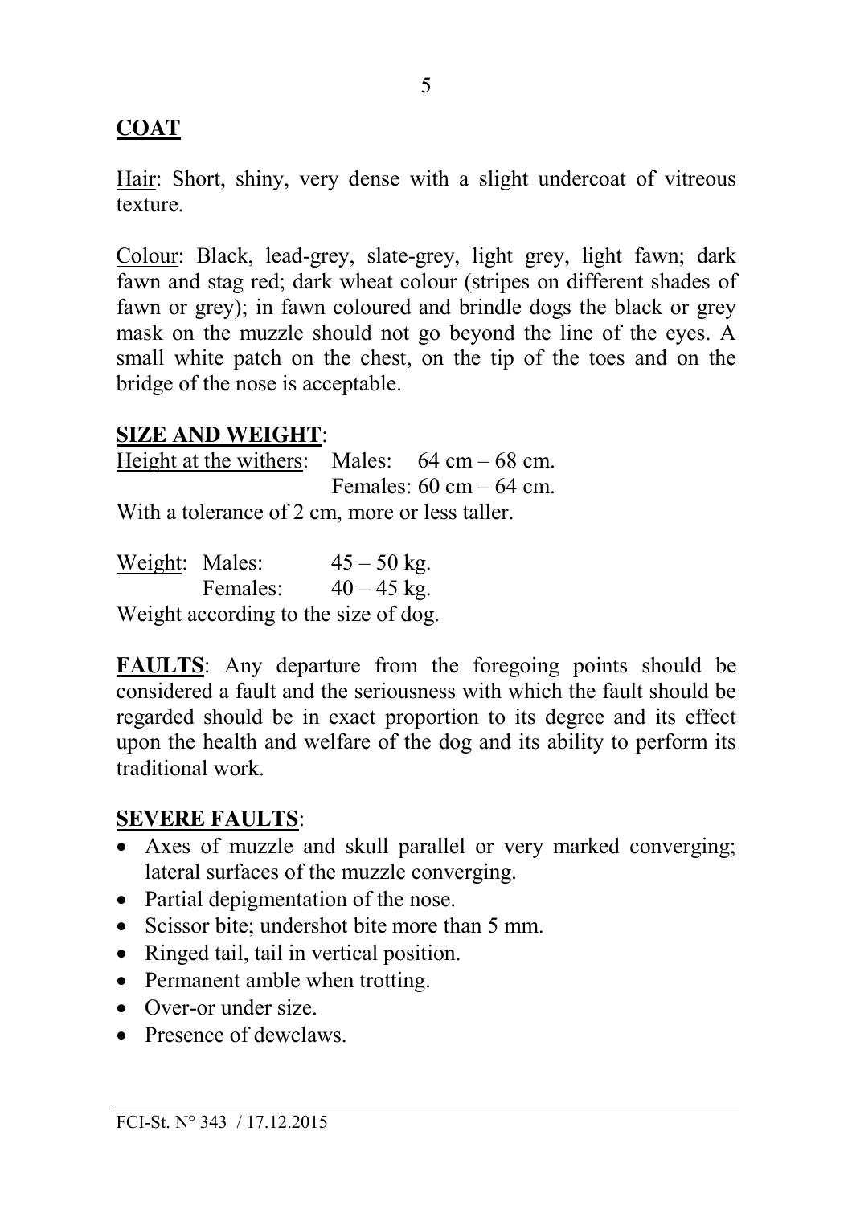## COAT

Hair: Short, shiny, very dense with a slight undercoat of vitreous texture.

Colour: Black, lead-grey, slate-grey, light grey, light fawn; dark fawn and stag red; dark wheat colour (stripes on different shades of fawn or grey); in fawn coloured and brindle dogs the black or grey mask on the muzzle should not go beyond the line of the eyes. A small white patch on the chest, on the tip of the toes and on the bridge of the nose is acceptable.

## SIZE AND WEIGHT:

Height at the withers: Males: 64 cm – 68 cm.
Females: 60 cm – 64 cm.
With a tolerance of 2 cm, more or less taller.

Weight: Males: 45 – 50 kg.
Females: 40 – 45 kg.
Weight according to the size of dog.

**FAULTS**: Any departure from the foregoing points should be considered a fault and the seriousness with which the fault should be regarded should be in exact proportion to its degree and its effect upon the health and welfare of the dog and its ability to perform its traditional work.

## SEVERE FAULTS:

- Axes of muzzle and skull parallel or very marked converging; lateral surfaces of the muzzle converging.
- Partial depigmentation of the nose.
- Scissor bite; undershot bite more than 5 mm.
- Ringed tail, tail in vertical position.
- Permanent amble when trotting.
- Over-or under size.
- Presence of dewclaws.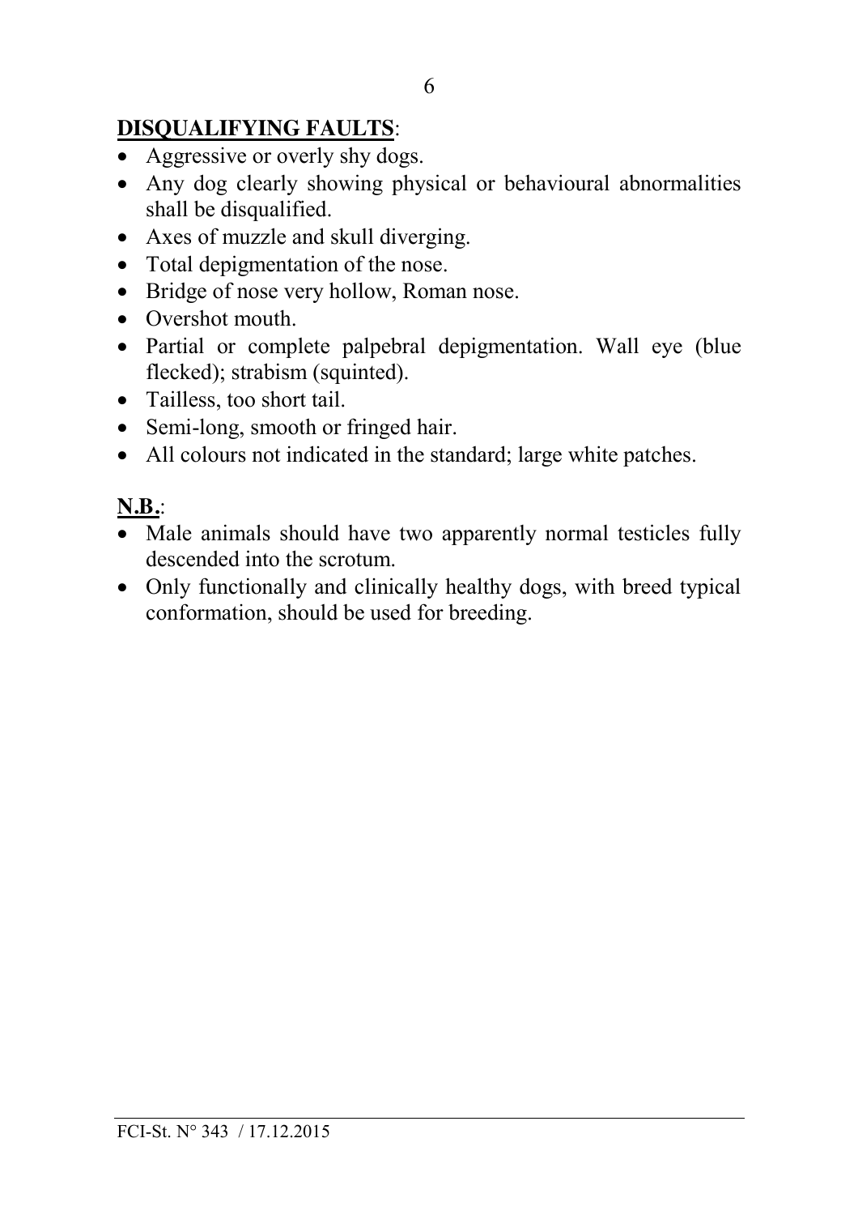**DISQUALIFYING FAULTS**:

- Aggressive or overly shy dogs.
- Any dog clearly showing physical or behavioural abnormalities shall be disqualified.
- Axes of muzzle and skull diverging.
- Total depigmentation of the nose.
- Bridge of nose very hollow, Roman nose.
- Overshot mouth.
- Partial or complete palpebral depigmentation. Wall eye (blue flecked); strabism (squinted).
- Tailless, too short tail.
- Semi-long, smooth or fringed hair.
- All colours not indicated in the standard; large white patches.

**N.B.**:

- Male animals should have two apparently normal testicles fully descended into the scrotum.
- Only functionally and clinically healthy dogs, with breed typical conformation, should be used for breeding.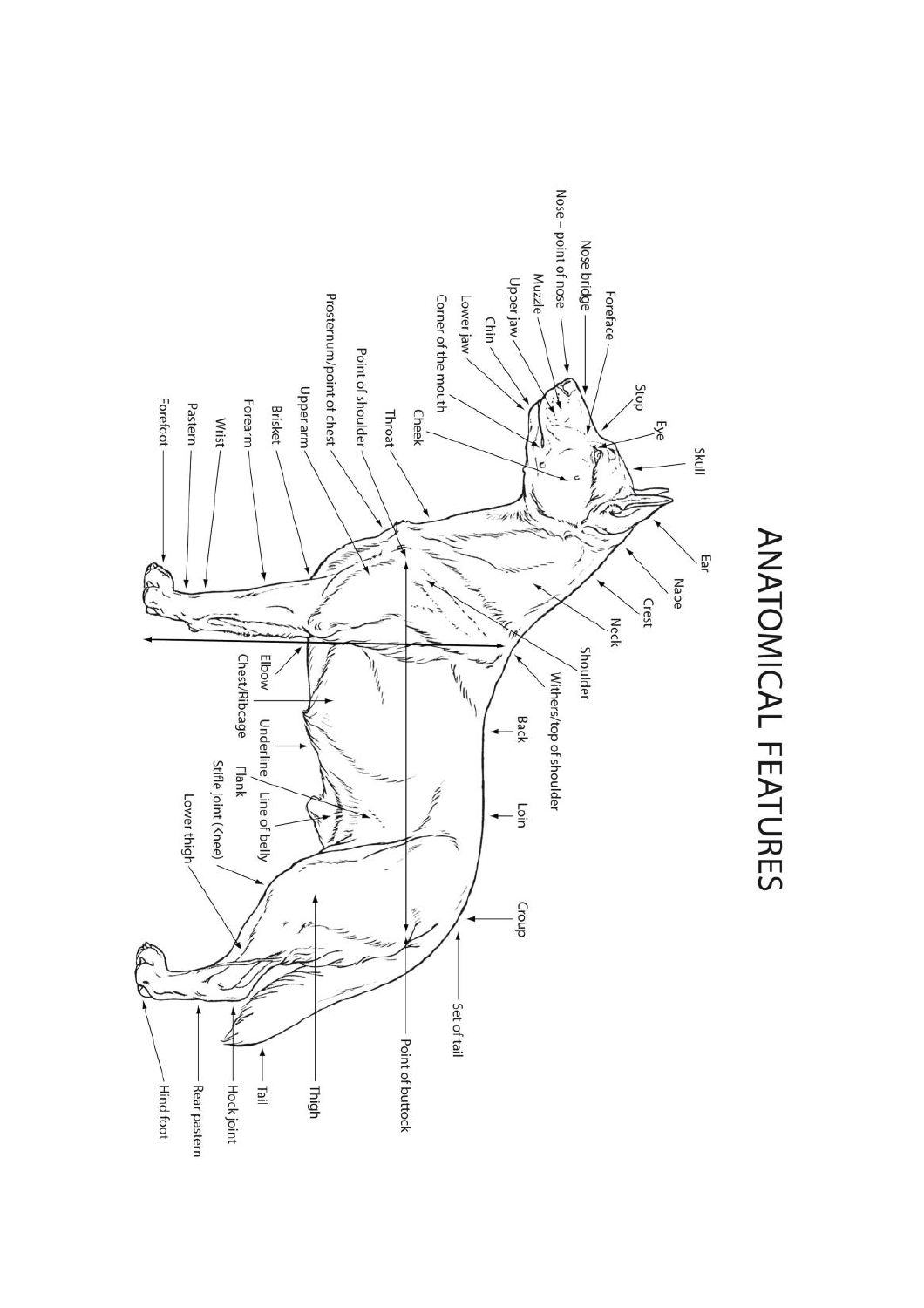# ANATOMICAL FEATURES

Skull
Ear
Nape
Crest
Neck
Shoulder
Withers/top of shoulder
Back
Loin
Croup
Set of tail
Point of buttock
Thigh
Tail
Hock joint
Rear pastern
Hind foot
Eye
Stop
Foreface
Nose bridge
Nose – point of nose
Muzzle
Upper jaw
Chin
Lower jaw
Corner of the mouth
Cheek
Throat
Point of shoulder
Prosternum/point of chest
Upper arm
Brisket
Forearm
Wrist
Pastern
Forefoot
Elbow
Chest/Ribcage
Underline
Line of belly
Flank
Stifle joint (Knee)
Lower thigh